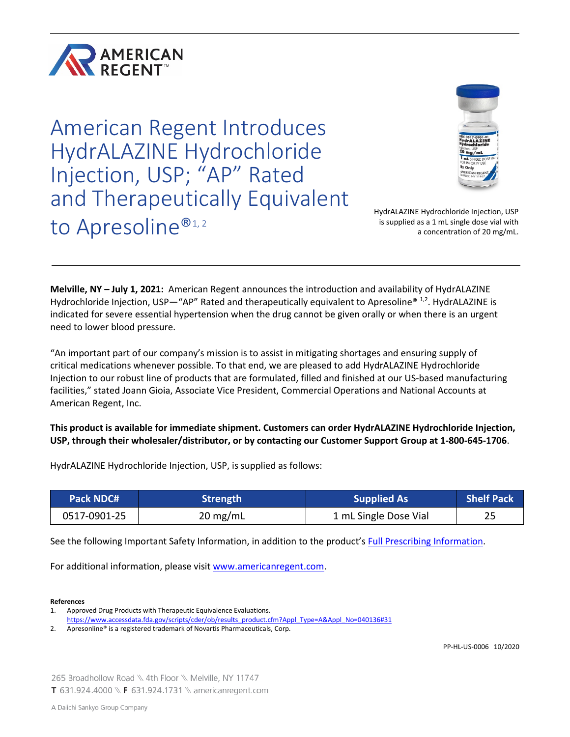# American Regent Introduces HydrALAZINE Hydrochloride Injection, USP; "AP" Rated and Therapeutically Equivalent to Apresoline®[1, 2]

HydrALAZINE Hydrochloride Injection, USP is supplied as a 1 mL single dose vial with a concentration of 20 mg/mL.

**Melville, NY – July 1, 2021:** American Regent announces the introduction and availability of HydrALAZINE Hydrochloride Injection, USP—"AP" Rated and therapeutically equivalent to Apresoline® [1,2]. HydrALAZINE is indicated for severe essential hypertension when the drug cannot be given orally or when there is an urgent need to lower blood pressure.

"An important part of our company's mission is to assist in mitigating shortages and ensuring supply of critical medications whenever possible. To that end, we are pleased to add HydrALAZINE Hydrochloride Injection to our robust line of products that are formulated, filled and finished at our US-based manufacturing facilities," stated Joann Gioia, Associate Vice President, Commercial Operations and National Accounts at American Regent, Inc.

**This product is available for immediate shipment. Customers can order HydrALAZINE Hydrochloride Injection, USP, through their wholesaler/distributor, or by contacting our Customer Support Group at 1-800-645-1706**.

HydrALAZINE Hydrochloride Injection, USP, is supplied as follows:

| Pack NDC# | Strength | Supplied As | Shelf Pack |
|---|---|---|---|
| 0517-0901-25 | 20 mg/mL | 1 mL Single Dose Vial | 25 |

See the following Important Safety Information, in addition to the product's Full Prescribing Information.

For additional information, please visit www.americanregent.com.

**References**

1. Approved Drug Products with Therapeutic Equivalence Evaluations. https://www.accessdata.fda.gov/scripts/cder/ob/results_product.cfm?Appl_Type=A&Appl_No=040136#31
2. Apresonline® is a registered trademark of Novartis Pharmaceuticals, Corp.

PP-HL-US-0006 10/2020

265 Broadhollow Road \ 4th Floor \ Melville, NY 11747
**T** 631.924.4000 \ **F** 631.924.1731 \ americanregent.com

A Daiichi Sankyo Group Company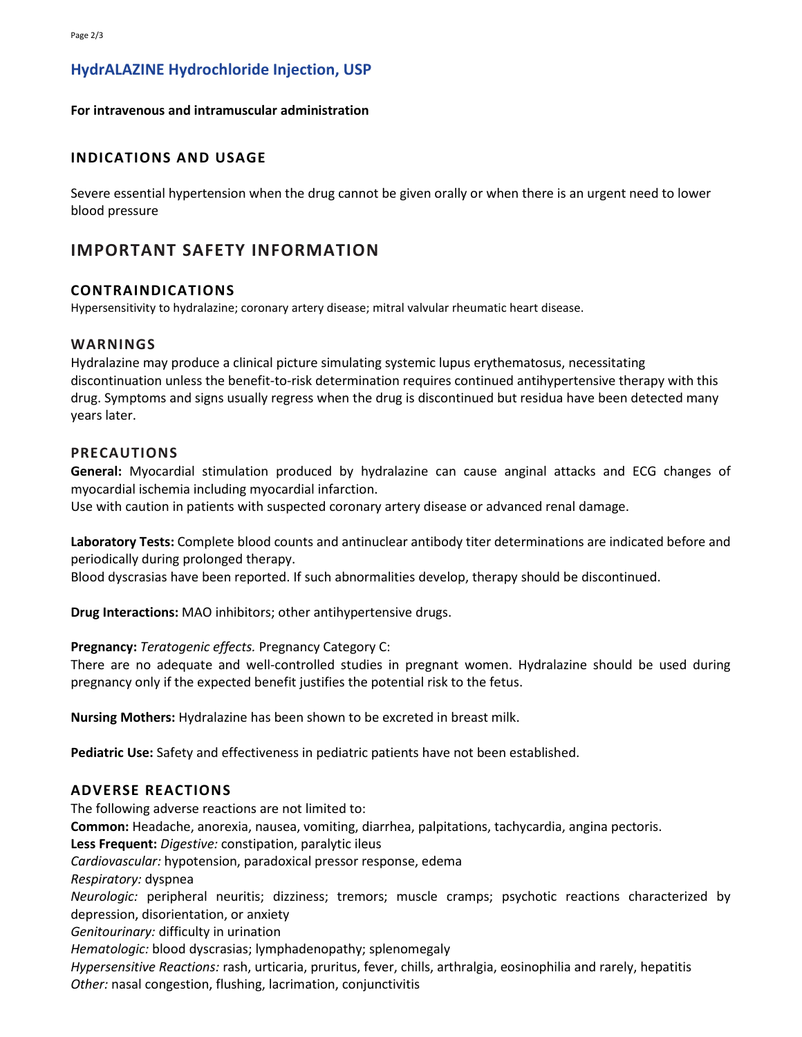# HydrALAZINE Hydrochloride Injection, USP

**For intravenous and intramuscular administration**

### INDICATIONS AND USAGE

Severe essential hypertension when the drug cannot be given orally or when there is an urgent need to lower blood pressure

## IMPORTANT SAFETY INFORMATION

### CONTRAINDICATIONS

Hypersensitivity to hydralazine; coronary artery disease; mitral valvular rheumatic heart disease.

### WARNINGS

Hydralazine may produce a clinical picture simulating systemic lupus erythematosus, necessitating discontinuation unless the benefit-to-risk determination requires continued antihypertensive therapy with this drug. Symptoms and signs usually regress when the drug is discontinued but residua have been detected many years later.

### PRECAUTIONS

**General:** Myocardial stimulation produced by hydralazine can cause anginal attacks and ECG changes of myocardial ischemia including myocardial infarction.
Use with caution in patients with suspected coronary artery disease or advanced renal damage.

**Laboratory Tests:** Complete blood counts and antinuclear antibody titer determinations are indicated before and periodically during prolonged therapy.
Blood dyscrasias have been reported. If such abnormalities develop, therapy should be discontinued.

**Drug Interactions:** MAO inhibitors; other antihypertensive drugs.

**Pregnancy:** *Teratogenic effects.* Pregnancy Category C:
There are no adequate and well-controlled studies in pregnant women. Hydralazine should be used during pregnancy only if the expected benefit justifies the potential risk to the fetus.

**Nursing Mothers:** Hydralazine has been shown to be excreted in breast milk.

**Pediatric Use:** Safety and effectiveness in pediatric patients have not been established.

### ADVERSE REACTIONS

The following adverse reactions are not limited to:
**Common:** Headache, anorexia, nausea, vomiting, diarrhea, palpitations, tachycardia, angina pectoris.
**Less Frequent:** *Digestive:* constipation, paralytic ileus
*Cardiovascular:* hypotension, paradoxical pressor response, edema
*Respiratory:* dyspnea
*Neurologic:* peripheral neuritis; dizziness; tremors; muscle cramps; psychotic reactions characterized by depression, disorientation, or anxiety
*Genitourinary:* difficulty in urination
*Hematologic:* blood dyscrasias; lymphadenopathy; splenomegaly
*Hypersensitive Reactions:* rash, urticaria, pruritus, fever, chills, arthralgia, eosinophilia and rarely, hepatitis
*Other:* nasal congestion, flushing, lacrimation, conjunctivitis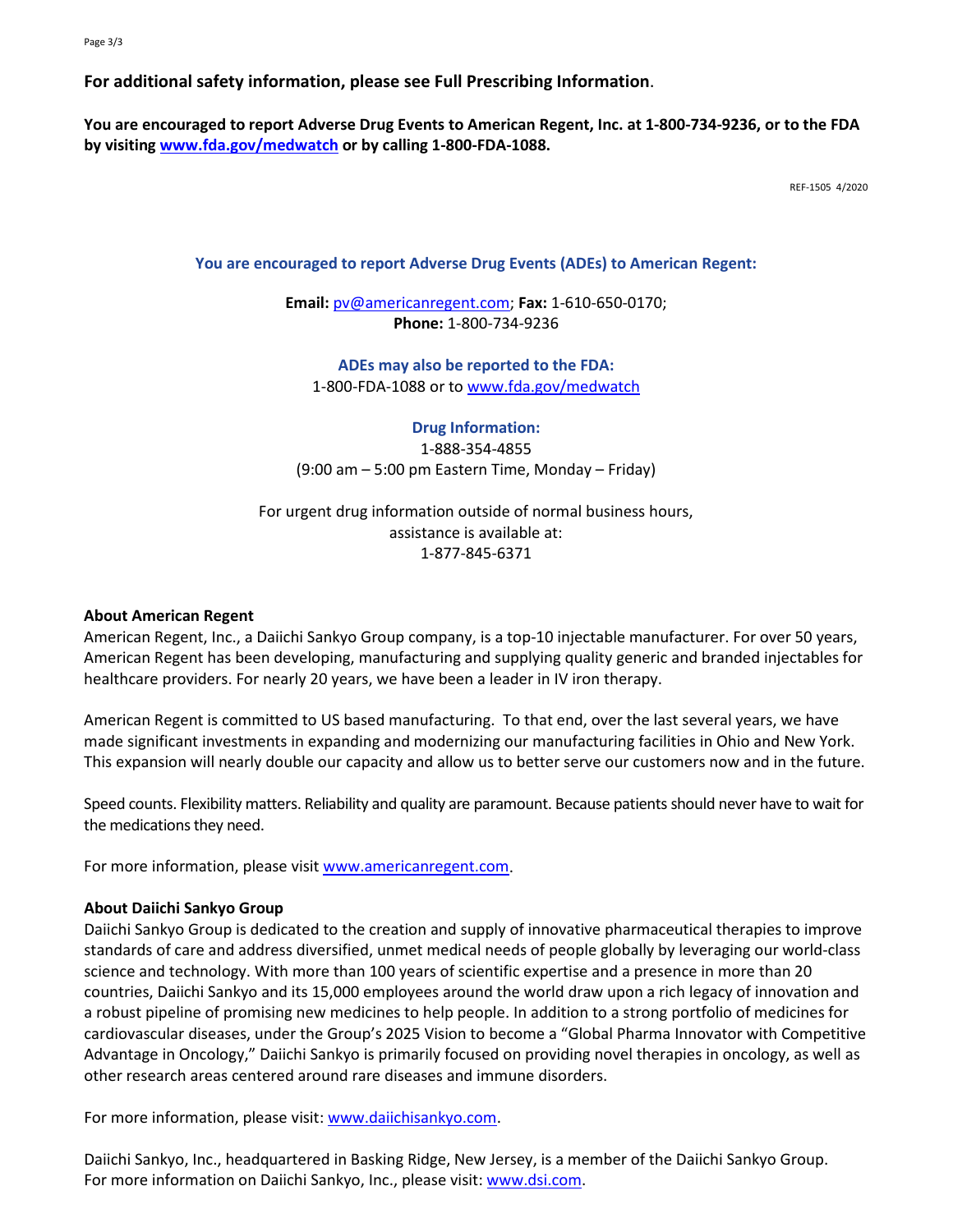**For additional safety information, please see Full Prescribing Information**.

**You are encouraged to report Adverse Drug Events to American Regent, Inc. at 1-800-734-9236, or to the FDA by visiting [www.fda.gov/medwatch](http://www.fda.gov/medwatch) or by calling 1-800-FDA-1088.**

REF-1505 4/2020

**You are encouraged to report Adverse Drug Events (ADEs) to American Regent:**

**Email:** pv@americanregent.com; **Fax:** 1-610-650-0170;
**Phone:** 1-800-734-9236

**ADEs may also be reported to the FDA:**
1-800-FDA-1088 or to [www.fda.gov/medwatch](http://www.fda.gov/medwatch)

**Drug Information:**
1-888-354-4855
(9:00 am – 5:00 pm Eastern Time, Monday – Friday)

For urgent drug information outside of normal business hours,
assistance is available at:
1-877-845-6371

**About American Regent**

American Regent, Inc., a Daiichi Sankyo Group company, is a top-10 injectable manufacturer. For over 50 years, American Regent has been developing, manufacturing and supplying quality generic and branded injectables for healthcare providers. For nearly 20 years, we have been a leader in IV iron therapy.

American Regent is committed to US based manufacturing. To that end, over the last several years, we have made significant investments in expanding and modernizing our manufacturing facilities in Ohio and New York. This expansion will nearly double our capacity and allow us to better serve our customers now and in the future.

Speed counts. Flexibility matters. Reliability and quality are paramount. Because patients should never have to wait for the medications they need.

For more information, please visit [www.americanregent.com](http://www.americanregent.com).

**About Daiichi Sankyo Group**

Daiichi Sankyo Group is dedicated to the creation and supply of innovative pharmaceutical therapies to improve standards of care and address diversified, unmet medical needs of people globally by leveraging our world-class science and technology. With more than 100 years of scientific expertise and a presence in more than 20 countries, Daiichi Sankyo and its 15,000 employees around the world draw upon a rich legacy of innovation and a robust pipeline of promising new medicines to help people. In addition to a strong portfolio of medicines for cardiovascular diseases, under the Group's 2025 Vision to become a "Global Pharma Innovator with Competitive Advantage in Oncology," Daiichi Sankyo is primarily focused on providing novel therapies in oncology, as well as other research areas centered around rare diseases and immune disorders.

For more information, please visit: [www.daiichisankyo.com](http://www.daiichisankyo.com).

Daiichi Sankyo, Inc., headquartered in Basking Ridge, New Jersey, is a member of the Daiichi Sankyo Group. For more information on Daiichi Sankyo, Inc., please visit: [www.dsi.com](http://www.dsi.com).